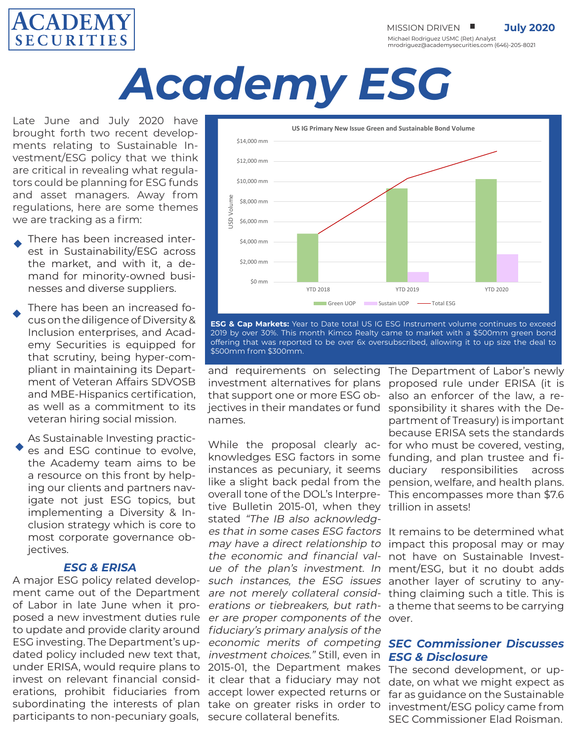ACADEMY SECURITIES

MISSION DRIVEN ■ **July 2020**

Michael Rodriguez USMC (Ret) Analyst
mrodriguez@academysecurities.com (646)-205-8021

# Academy ESG

Late June and July 2020 have brought forth two recent developments relating to Sustainable Investment/ESG policy that we think are critical in revealing what regulators could be planning for ESG funds and asset managers. Away from regulations, here are some themes we are tracking as a firm:

- There has been increased interest in Sustainability/ESG across the market, and with it, a demand for minority-owned businesses and diverse suppliers.
- There has been an increased focus on the diligence of Diversity & Inclusion enterprises, and Academy Securities is equipped for that scrutiny, being hyper-compliant in maintaining its Department of Veteran Affairs SDVOSB and MBE-Hispanics certification, as well as a commitment to its veteran hiring social mission.
- As Sustainable Investing practices and ESG continue to evolve, the Academy team aims to be a resource on this front by helping our clients and partners navigate not just ESG topics, but implementing a Diversity & Inclusion strategy which is core to most corporate governance objectives.

**US IG Primary New Issue Green and Sustainable Bond Volume**

| | Green UOP | Sustain UOP | Total ESG |
|---|---|---|---|
| YTD 2018 | ~$4,800 mm | $0 mm | ~$4,800 mm |
| YTD 2019 | ~$9,300 mm | ~$1,000 mm | ~$10,300 mm |
| YTD 2020 | ~$10,200 mm | ~$2,700 mm | ~$13,000 mm |

**ESG & Cap Markets:** Year to Date total US IG ESG Instrument volume continues to exceed 2019 by over 30%. This month Kimco Realty came to market with a $500mm green bond offering that was reported to be over 6x oversubscribed, allowing it to up size the deal to $500mm from $300mm.

### *ESG & ERISA*

A major ESG policy related development came out of the Department of Labor in late June when it proposed a new investment duties rule to update and provide clarity around ESG investing. The Department's updated policy included new text that, under ERISA, would require plans to invest on relevant financial considerations, prohibit fiduciaries from subordinating the interests of plan participants to non-pecuniary goals, and requirements on selecting investment alternatives for plans that support one or more ESG objectives in their mandates or fund names.

While the proposal clearly acknowledges ESG factors in some instances as pecuniary, it seems like a slight back pedal from the overall tone of the DOL's Interpretive Bulletin 2015-01, when they stated *"The IB also acknowledges that in some cases ESG factors may have a direct relationship to the economic and financial value of the plan's investment. In such instances, the ESG issues are not merely collateral considerations or tiebreakers, but rather are proper components of the fiduciary's primary analysis of the economic merits of competing investment choices."* Still, even in 2015-01, the Department makes it clear that a fiduciary may not accept lower expected returns or take on greater risks in order to secure collateral benefits.

The Department of Labor's newly proposed rule under ERISA (it is also an enforcer of the law, a responsibility it shares with the Department of Treasury) is important because ERISA sets the standards for who must be covered, vesting, funding, and plan trustee and fiduciary responsibilities across pension, welfare, and health plans. This encompasses more than $7.6 trillion in assets!

It remains to be determined what impact this proposal may or may not have on Sustainable Investment/ESG, but it no doubt adds another layer of scrutiny to anything claiming such a title. This is a theme that seems to be carrying over.

### *SEC Commissioner Discusses ESG & Disclosure*

The second development, or update, on what we might expect as far as guidance on the Sustainable investment/ESG policy came from SEC Commissioner Elad Roisman.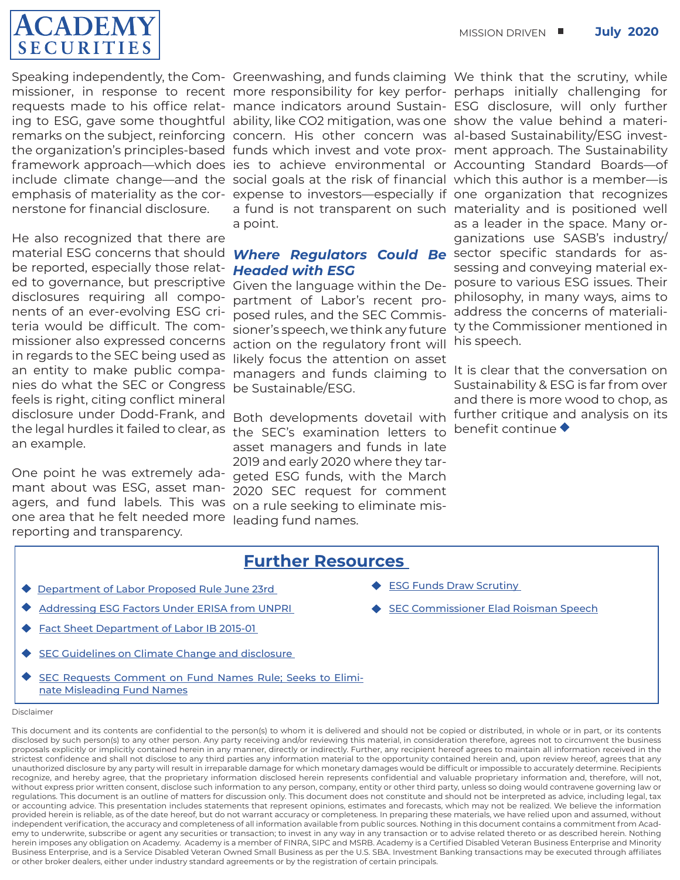Speaking independently, the Commissioner, in response to recent requests made to his office relating to ESG, gave some thoughtful remarks on the subject, reinforcing the organization's principles-based framework approach—which does include climate change—and the emphasis of materiality as the cornerstone for financial disclosure.

He also recognized that there are material ESG concerns that should be reported, especially those related to governance, but prescriptive disclosures requiring all components of an ever-evolving ESG criteria would be difficult. The commissioner also expressed concerns in regards to the SEC being used as an entity to make public companies do what the SEC or Congress feels is right, citing conflict mineral disclosure under Dodd-Frank, and the legal hurdles it failed to clear, as an example.

One point he was extremely adamant about was ESG, asset managers, and fund labels. This was one area that he felt needed more reporting and transparency. Greenwashing, and funds claiming more responsibility for key performance indicators around Sustainability, like CO2 mitigation, was one concern. His other concern was funds which invest and vote proxies to achieve environmental or social goals at the risk of financial expense to investors—especially if a fund is not transparent on such a point.

### *Where Regulators Could Be Headed with ESG*

Given the language within the Department of Labor's recent proposed rules, and the SEC Commissioner's speech, we think any future action on the regulatory front will likely focus the attention on asset managers and funds claiming to be Sustainable/ESG.

Both developments dovetail with the SEC's examination letters to asset managers and funds in late 2019 and early 2020 where they targeted ESG funds, with the March 2020 SEC request for comment on a rule seeking to eliminate misleading fund names.

We think that the scrutiny, while perhaps initially challenging for ESG disclosure, will only further show the value behind a material-based Sustainability/ESG investment approach. The Sustainability Accounting Standard Boards—of which this author is a member—is one organization that recognizes materiality and is positioned well as a leader in the space. Many organizations use SASB's industry/sector specific standards for assessing and conveying material exposure to various ESG issues. Their philosophy, in many ways, aims to address the concerns of materiality the Commissioner mentioned in his speech.

It is clear that the conversation on Sustainability & ESG is far from over and there is more wood to chop, as further critique and analysis on its benefit continue ◆

## Further Resources

- Department of Labor Proposed Rule June 23rd
- Addressing ESG Factors Under ERISA from UNPRI
- Fact Sheet Department of Labor IB 2015-01
- SEC Guidelines on Climate Change and disclosure
- SEC Requests Comment on Fund Names Rule; Seeks to Eliminate Misleading Fund Names
- ESG Funds Draw Scrutiny
- SEC Commissioner Elad Roisman Speech

Disclaimer

This document and its contents are confidential to the person(s) to whom it is delivered and should not be copied or distributed, in whole or in part, or its contents disclosed by such person(s) to any other person. Any party receiving and/or reviewing this material, in consideration therefore, agrees not to circumvent the business proposals explicitly or implicitly contained herein in any manner, directly or indirectly. Further, any recipient hereof agrees to maintain all information received in the strictest confidence and shall not disclose to any third parties any information material to the opportunity contained herein and, upon review hereof, agrees that any unauthorized disclosure by any party will result in irreparable damage for which monetary damages would be difficult or impossible to accurately determine. Recipients recognize, and hereby agree, that the proprietary information disclosed herein represents confidential and valuable proprietary information and, therefore, will not, without express prior written consent, disclose such information to any person, company, entity or other third party, unless so doing would contravene governing law or regulations. This document is an outline of matters for discussion only. This document does not constitute and should not be interpreted as advice, including legal, tax or accounting advice. This presentation includes statements that represent opinions, estimates and forecasts, which may not be realized. We believe the information provided herein is reliable, as of the date hereof, but do not warrant accuracy or completeness. In preparing these materials, we have relied upon and assumed, without independent verification, the accuracy and completeness of all information available from public sources. Nothing in this document contains a commitment from Academy to underwrite, subscribe or agent any securities or transaction; to invest in any way in any transaction or to advise related thereto or as described herein. Nothing herein imposes any obligation on Academy. Academy is a member of FINRA, SIPC and MSRB. Academy is a Certified Disabled Veteran Business Enterprise and Minority Business Enterprise, and is a Service Disabled Veteran Owned Small Business as per the U.S. SBA. Investment Banking transactions may be executed through affiliates or other broker dealers, either under industry standard agreements or by the registration of certain principals.